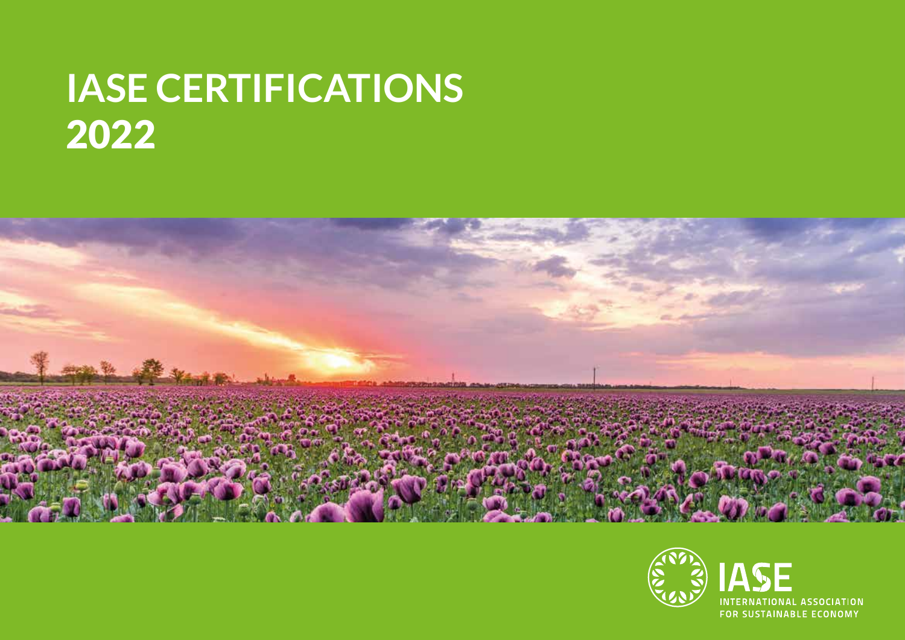# IASE CERTIFICATIONS 2022

IASE

INTERNATIONAL ASSOCIATION FOR SUSTAINABLE ECONOMY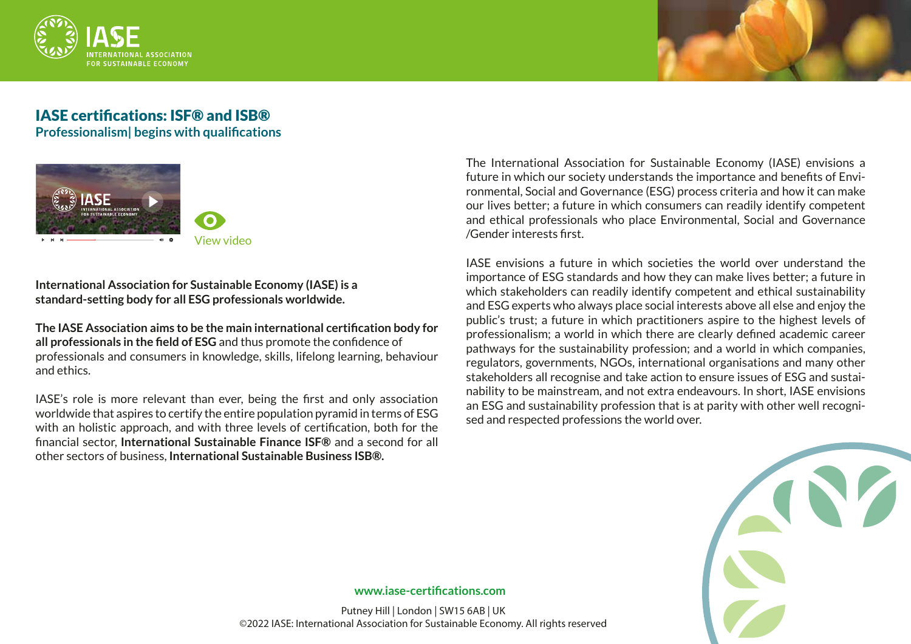## IASE certifications: ISF® and ISB®

### Professionalism| begins with qualifications

View video

**International Association for Sustainable Economy (IASE) is a standard-setting body for all ESG professionals worldwide.**

**The IASE Association aims to be the main international certification body for all professionals in the field of ESG** and thus promote the confidence of professionals and consumers in knowledge, skills, lifelong learning, behaviour and ethics.

IASE's role is more relevant than ever, being the first and only association worldwide that aspires to certify the entire population pyramid in terms of ESG with an holistic approach, and with three levels of certification, both for the financial sector, **International Sustainable Finance ISF®** and a second for all other sectors of business, **International Sustainable Business ISB®.**

The International Association for Sustainable Economy (IASE) envisions a future in which our society understands the importance and benefits of Environmental, Social and Governance (ESG) process criteria and how it can make our lives better; a future in which consumers can readily identify competent and ethical professionals who place Environmental, Social and Governance /Gender interests first.

IASE envisions a future in which societies the world over understand the importance of ESG standards and how they can make lives better; a future in which stakeholders can readily identify competent and ethical sustainability and ESG experts who always place social interests above all else and enjoy the public's trust; a future in which practitioners aspire to the highest levels of professionalism; a world in which there are clearly defined academic career pathways for the sustainability profession; and a world in which companies, regulators, governments, NGOs, international organisations and many other stakeholders all recognise and take action to ensure issues of ESG and sustainability to be mainstream, and not extra endeavours. In short, IASE envisions an ESG and sustainability profession that is at parity with other well recognised and respected professions the world over.

**www.iase-certifications.com**

Putney Hill | London | SW15 6AB | UK
©2022 IASE: International Association for Sustainable Economy. All rights reserved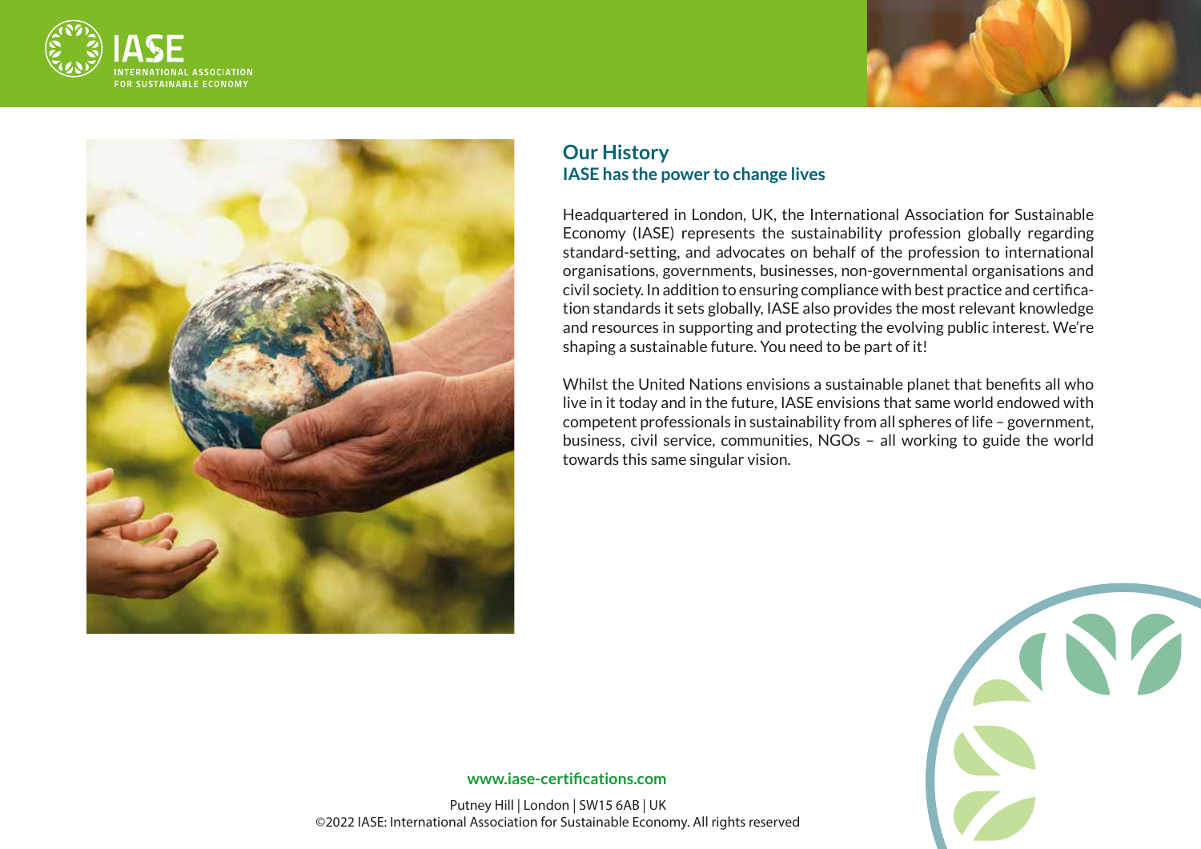## Our History

### IASE has the power to change lives

Headquartered in London, UK, the International Association for Sustainable Economy (IASE) represents the sustainability profession globally regarding standard-setting, and advocates on behalf of the profession to international organisations, governments, businesses, non-governmental organisations and civil society. In addition to ensuring compliance with best practice and certification standards it sets globally, IASE also provides the most relevant knowledge and resources in supporting and protecting the evolving public interest. We're shaping a sustainable future. You need to be part of it!

Whilst the United Nations envisions a sustainable planet that benefits all who live in it today and in the future, IASE envisions that same world endowed with competent professionals in sustainability from all spheres of life – government, business, civil service, communities, NGOs – all working to guide the world towards this same singular vision.

**www.iase-certifications.com**

Putney Hill | London | SW15 6AB | UK
©2022 IASE: International Association for Sustainable Economy. All rights reserved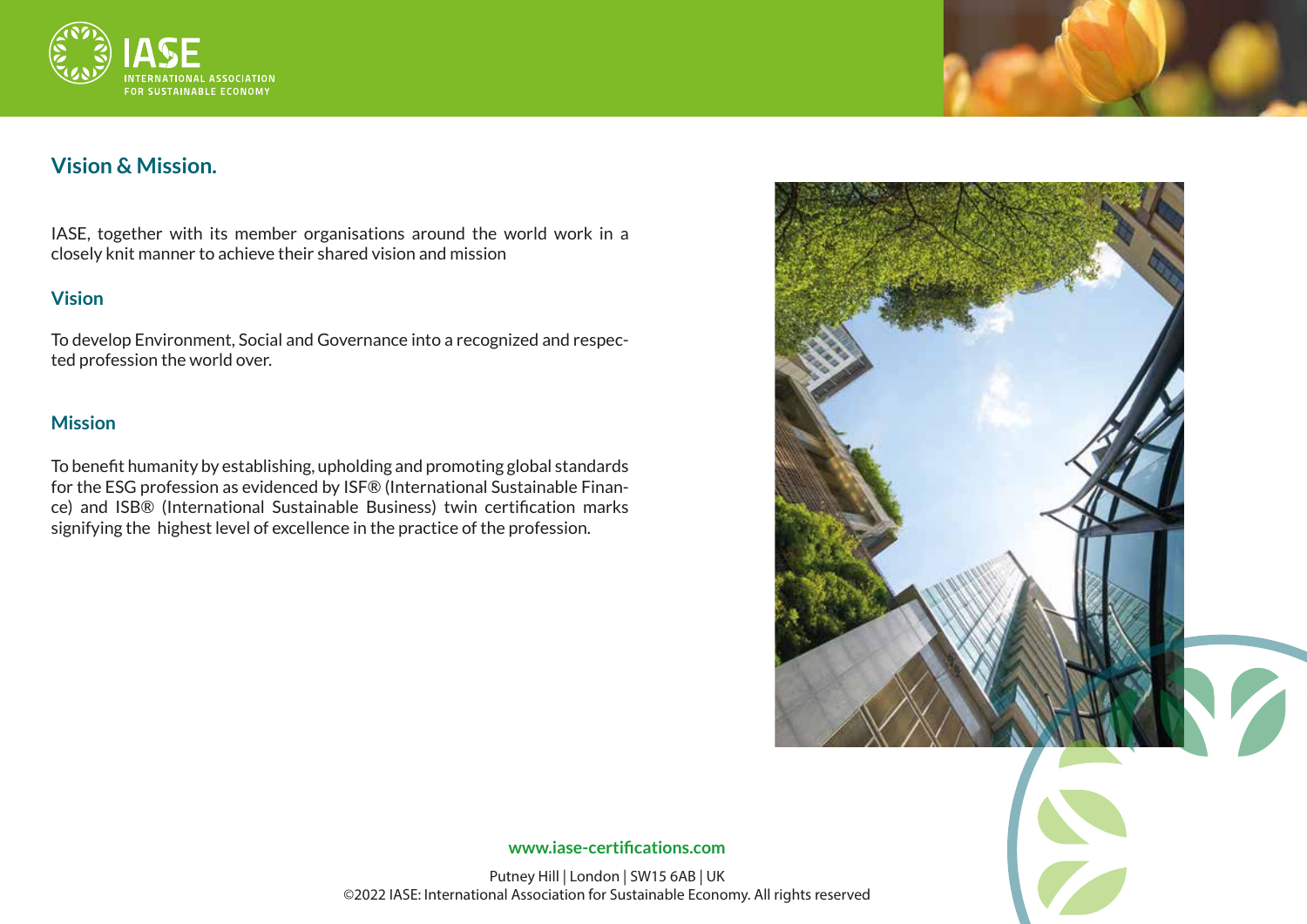## Vision & Mission.

IASE, together with its member organisations around the world work in a closely knit manner to achieve their shared vision and mission

### Vision

To develop Environment, Social and Governance into a recognized and respected profession the world over.

### Mission

To benefit humanity by establishing, upholding and promoting global standards for the ESG profession as evidenced by ISF® (International Sustainable Finance) and ISB® (International Sustainable Business) twin certification marks signifying the highest level of excellence in the practice of the profession.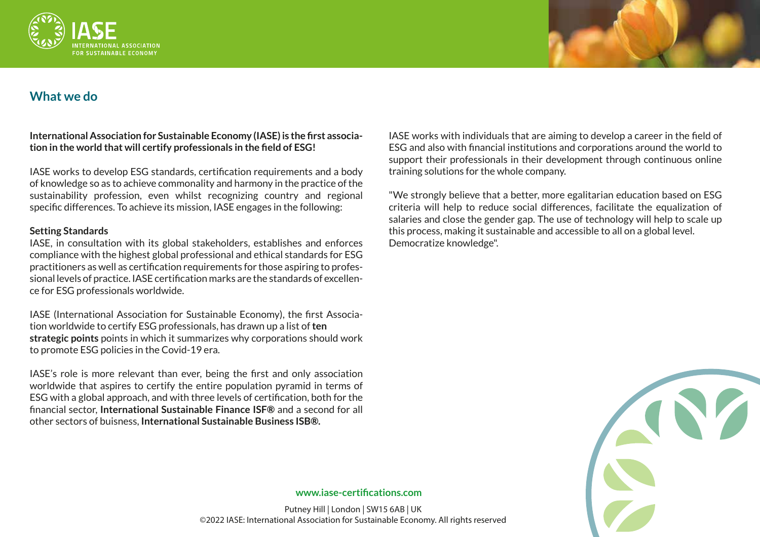## What we do

**International Association for Sustainable Economy (IASE) is the first association in the world that will certify professionals in the field of ESG!**

IASE works to develop ESG standards, certification requirements and a body of knowledge so as to achieve commonality and harmony in the practice of the sustainability profession, even whilst recognizing country and regional specific differences. To achieve its mission, IASE engages in the following:

**Setting Standards**
IASE, in consultation with its global stakeholders, establishes and enforces compliance with the highest global professional and ethical standards for ESG practitioners as well as certification requirements for those aspiring to professional levels of practice. IASE certification marks are the standards of excellence for ESG professionals worldwide.

IASE (International Association for Sustainable Economy), the first Association worldwide to certify ESG professionals, has drawn up a list of **ten strategic points** points in which it summarizes why corporations should work to promote ESG policies in the Covid-19 era.

IASE's role is more relevant than ever, being the first and only association worldwide that aspires to certify the entire population pyramid in terms of ESG with a global approach, and with three levels of certification, both for the financial sector, **International Sustainable Finance ISF®** and a second for all other sectors of buisness, **International Sustainable Business ISB®.**

IASE works with individuals that are aiming to develop a career in the field of ESG and also with financial institutions and corporations around the world to support their professionals in their development through continuous online training solutions for the whole company.

"We strongly believe that a better, more egalitarian education based on ESG criteria will help to reduce social differences, facilitate the equalization of salaries and close the gender gap. The use of technology will help to scale up this process, making it sustainable and accessible to all on a global level. Democratize knowledge".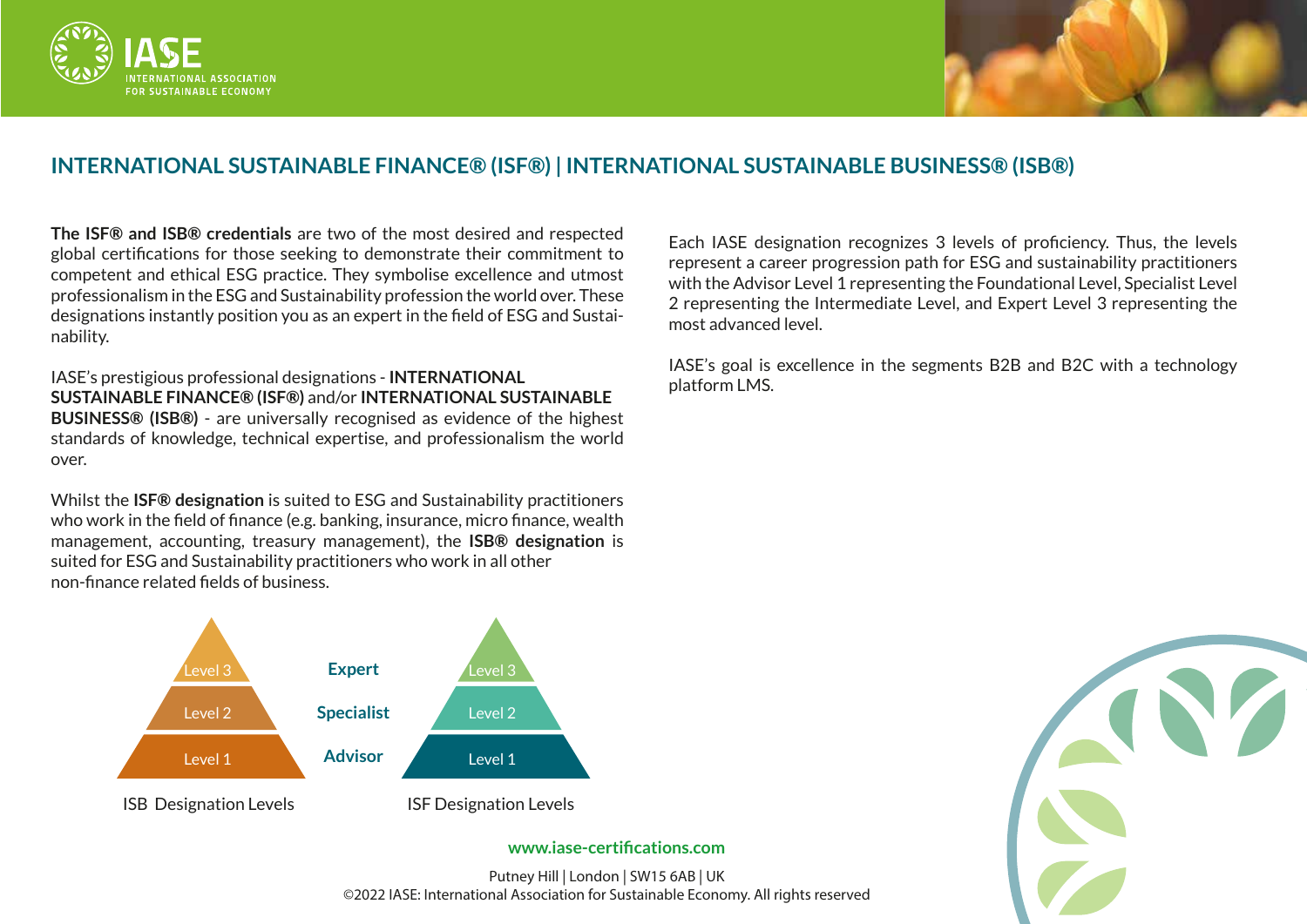# INTERNATIONAL SUSTAINABLE FINANCE® (ISF®) | INTERNATIONAL SUSTAINABLE BUSINESS® (ISB®)

**The ISF® and ISB® credentials** are two of the most desired and respected global certifications for those seeking to demonstrate their commitment to competent and ethical ESG practice. They symbolise excellence and utmost professionalism in the ESG and Sustainability profession the world over. These designations instantly position you as an expert in the field of ESG and Sustainability.

IASE's prestigious professional designations - **INTERNATIONAL SUSTAINABLE FINANCE® (ISF®)** and/or **INTERNATIONAL SUSTAINABLE BUSINESS® (ISB®)** - are universally recognised as evidence of the highest standards of knowledge, technical expertise, and professionalism the world over.

Whilst the **ISF® designation** is suited to ESG and Sustainability practitioners who work in the field of finance (e.g. banking, insurance, micro finance, wealth management, accounting, treasury management), the **ISB® designation** is suited for ESG and Sustainability practitioners who work in all other non-finance related fields of business.

Each IASE designation recognizes 3 levels of proficiency. Thus, the levels represent a career progression path for ESG and sustainability practitioners with the Advisor Level 1 representing the Foundational Level, Specialist Level 2 representing the Intermediate Level, and Expert Level 3 representing the most advanced level.

IASE's goal is excellence in the segments B2B and B2C with a technology platform LMS.

| ISB Designation Levels | | ISF Designation Levels |
|---|---|---|
| Level 3 | **Expert** | Level 3 |
| Level 2 | **Specialist** | Level 2 |
| Level 1 | **Advisor** | Level 1 |

**www.iase-certifications.com**

Putney Hill | London | SW15 6AB | UK
©2022 IASE: International Association for Sustainable Economy. All rights reserved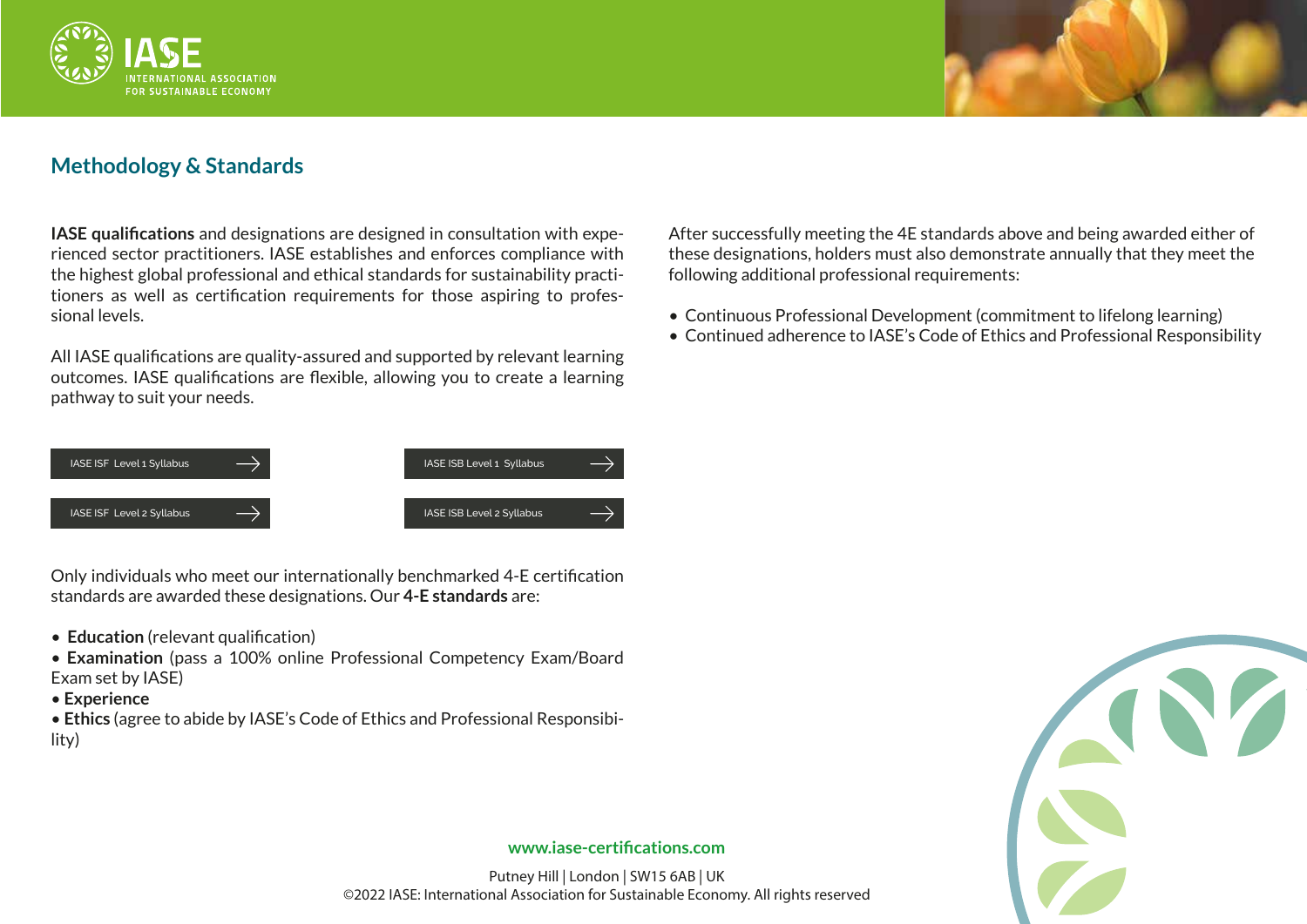## Methodology & Standards

**IASE qualifications** and designations are designed in consultation with experienced sector practitioners. IASE establishes and enforces compliance with the highest global professional and ethical standards for sustainability practitioners as well as certification requirements for those aspiring to professional levels.

All IASE qualifications are quality-assured and supported by relevant learning outcomes. IASE qualifications are flexible, allowing you to create a learning pathway to suit your needs.

IASE ISF Level 1 Syllabus

IASE ISB Level 1 Syllabus

IASE ISF Level 2 Syllabus

IASE ISB Level 2 Syllabus

Only individuals who meet our internationally benchmarked 4-E certification standards are awarded these designations. Our **4-E standards** are:

- **Education** (relevant qualification)
- **Examination** (pass a 100% online Professional Competency Exam/Board Exam set by IASE)
- **Experience**
- **Ethics** (agree to abide by IASE's Code of Ethics and Professional Responsibility)

After successfully meeting the 4E standards above and being awarded either of these designations, holders must also demonstrate annually that they meet the following additional professional requirements:

- Continuous Professional Development (commitment to lifelong learning)
- Continued adherence to IASE's Code of Ethics and Professional Responsibility

**www.iase-certifications.com**

Putney Hill | London | SW15 6AB | UK
©2022 IASE: International Association for Sustainable Economy. All rights reserved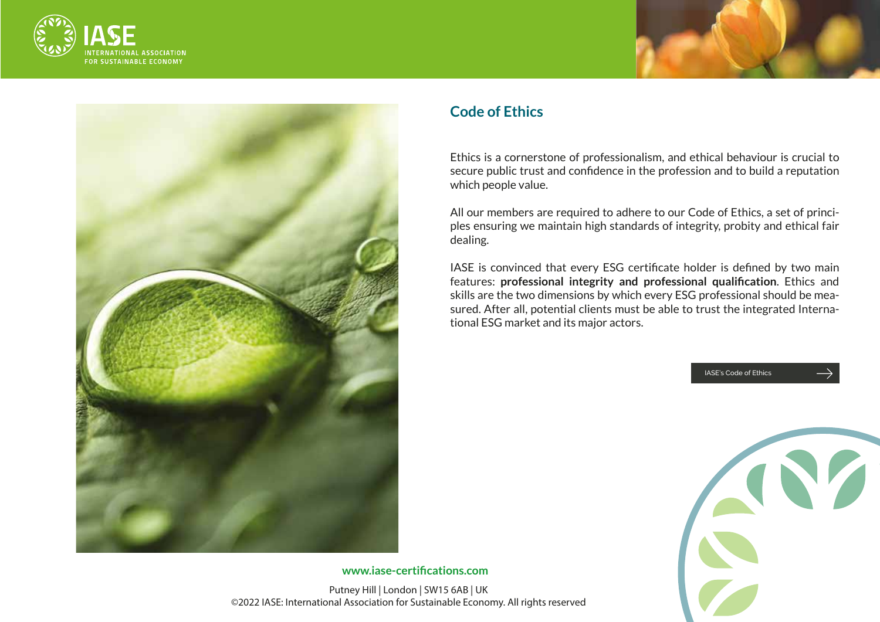## Code of Ethics

Ethics is a cornerstone of professionalism, and ethical behaviour is crucial to secure public trust and confidence in the profession and to build a reputation which people value.

All our members are required to adhere to our Code of Ethics, a set of principles ensuring we maintain high standards of integrity, probity and ethical fair dealing.

IASE is convinced that every ESG certificate holder is defined by two main features: **professional integrity and professional qualification**. Ethics and skills are the two dimensions by which every ESG professional should be measured. After all, potential clients must be able to trust the integrated International ESG market and its major actors.

IASE's Code of Ethics

**www.iase-certifications.com**

Putney Hill | London | SW15 6AB | UK
©2022 IASE: International Association for Sustainable Economy. All rights reserved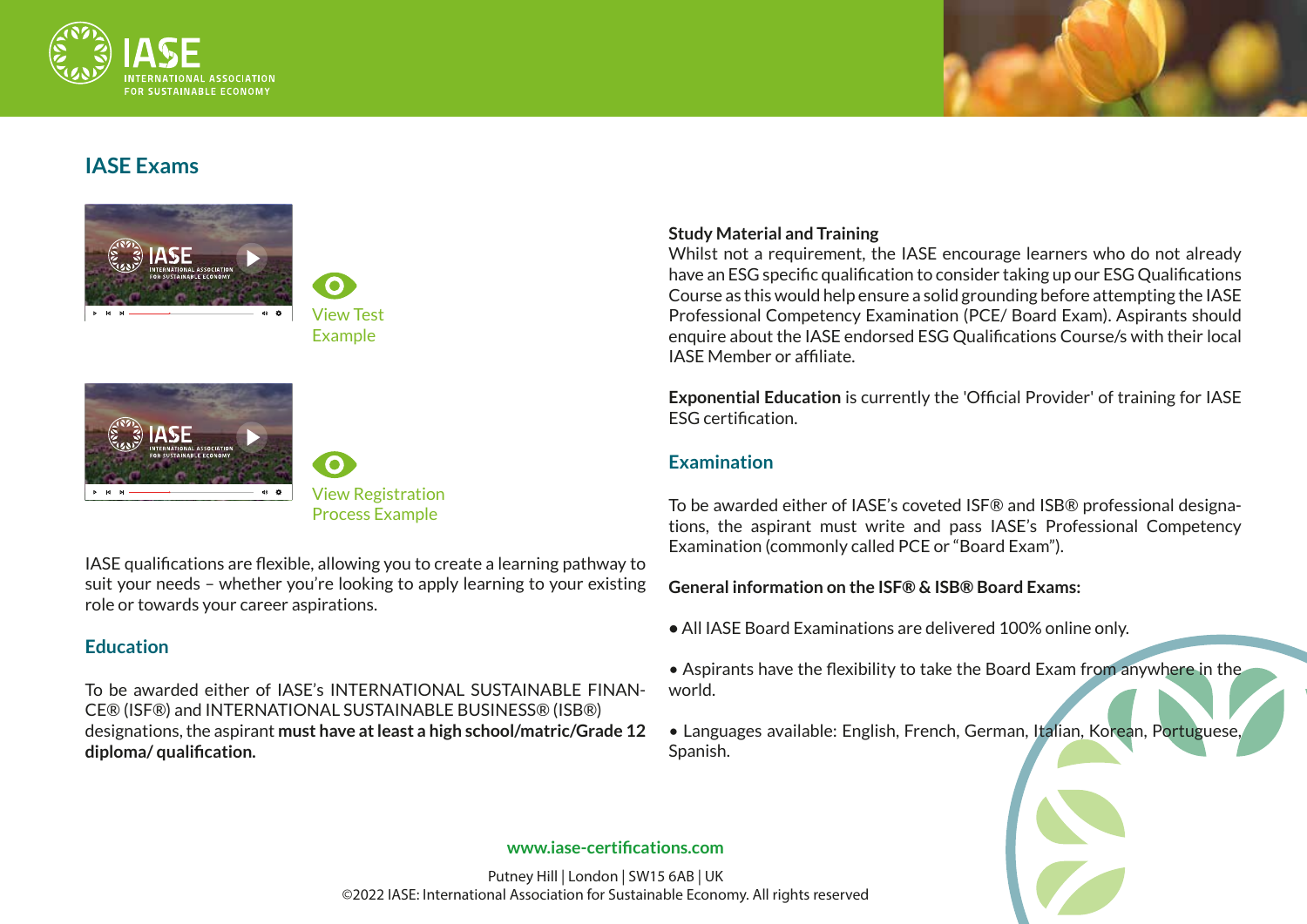## IASE Exams

View Test Example

View Registration Process Example

IASE qualifications are flexible, allowing you to create a learning pathway to suit your needs – whether you're looking to apply learning to your existing role or towards your career aspirations.

### Education

To be awarded either of IASE's INTERNATIONAL SUSTAINABLE FINANCE® (ISF®) and INTERNATIONAL SUSTAINABLE BUSINESS® (ISB®) designations, the aspirant **must have at least a high school/matric/Grade 12 diploma/ qualification.**

**Study Material and Training**

Whilst not a requirement, the IASE encourage learners who do not already have an ESG specific qualification to consider taking up our ESG Qualifications Course as this would help ensure a solid grounding before attempting the IASE Professional Competency Examination (PCE/ Board Exam). Aspirants should enquire about the IASE endorsed ESG Qualifications Course/s with their local IASE Member or affiliate.

**Exponential Education** is currently the 'Official Provider' of training for IASE ESG certification.

### Examination

To be awarded either of IASE's coveted ISF® and ISB® professional designations, the aspirant must write and pass IASE's Professional Competency Examination (commonly called PCE or "Board Exam").

**General information on the ISF® & ISB® Board Exams:**

- All IASE Board Examinations are delivered 100% online only.
- Aspirants have the flexibility to take the Board Exam from anywhere in the world.
- Languages available: English, French, German, Italian, Korean, Portuguese, Spanish.

**www.iase-certifications.com**

Putney Hill | London | SW15 6AB | UK
©2022 IASE: International Association for Sustainable Economy. All rights reserved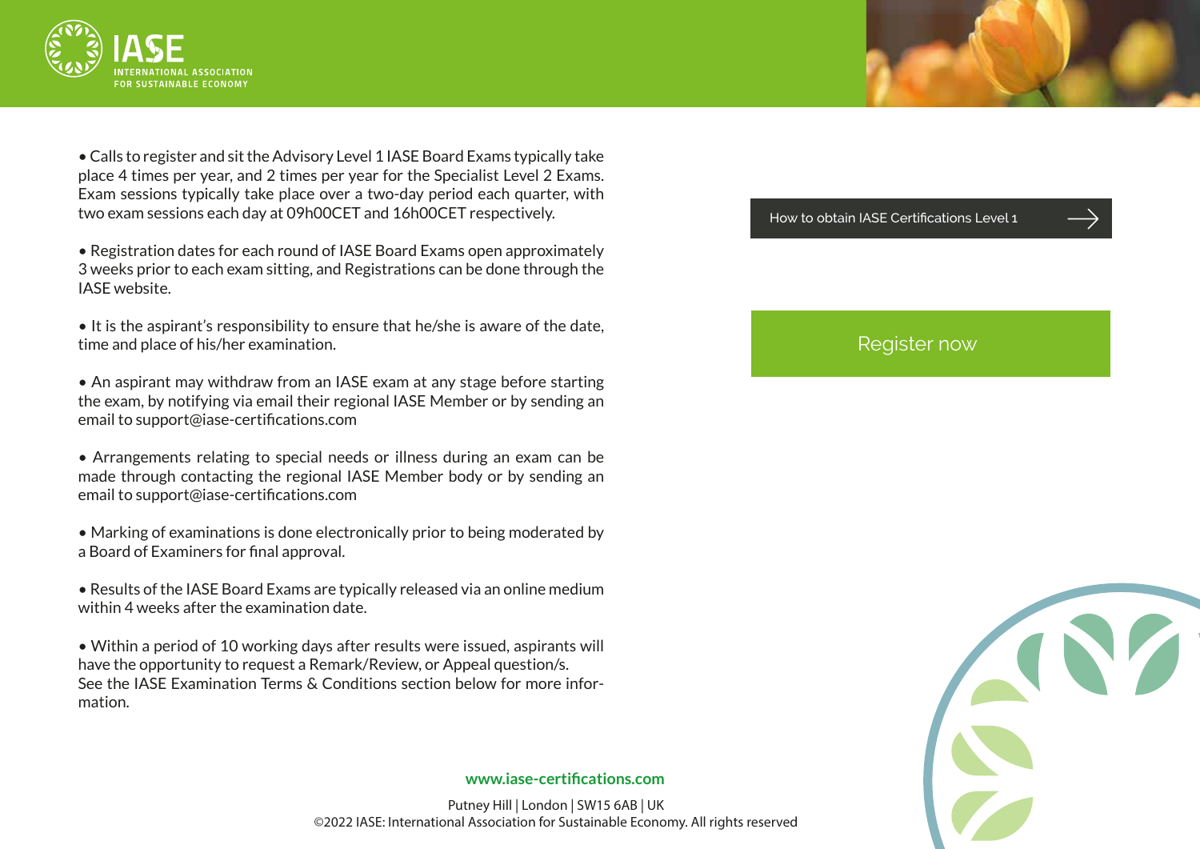- Calls to register and sit the Advisory Level 1 IASE Board Exams typically take place 4 times per year, and 2 times per year for the Specialist Level 2 Exams. Exam sessions typically take place over a two-day period each quarter, with two exam sessions each day at 09h00CET and 16h00CET respectively.

- Registration dates for each round of IASE Board Exams open approximately 3 weeks prior to each exam sitting, and Registrations can be done through the IASE website.

- It is the aspirant's responsibility to ensure that he/she is aware of the date, time and place of his/her examination.

- An aspirant may withdraw from an IASE exam at any stage before starting the exam, by notifying via email their regional IASE Member or by sending an email to support@iase-certifications.com

- Arrangements relating to special needs or illness during an exam can be made through contacting the regional IASE Member body or by sending an email to support@iase-certifications.com

- Marking of examinations is done electronically prior to being moderated by a Board of Examiners for final approval.

- Results of the IASE Board Exams are typically released via an online medium within 4 weeks after the examination date.

- Within a period of 10 working days after results were issued, aspirants will have the opportunity to request a Remark/Review, or Appeal question/s. See the IASE Examination Terms & Conditions section below for more information.

How to obtain IASE Certifications Level 1 →

Register now

**www.iase-certifications.com**

Putney Hill | London | SW15 6AB | UK
©2022 IASE: International Association for Sustainable Economy. All rights reserved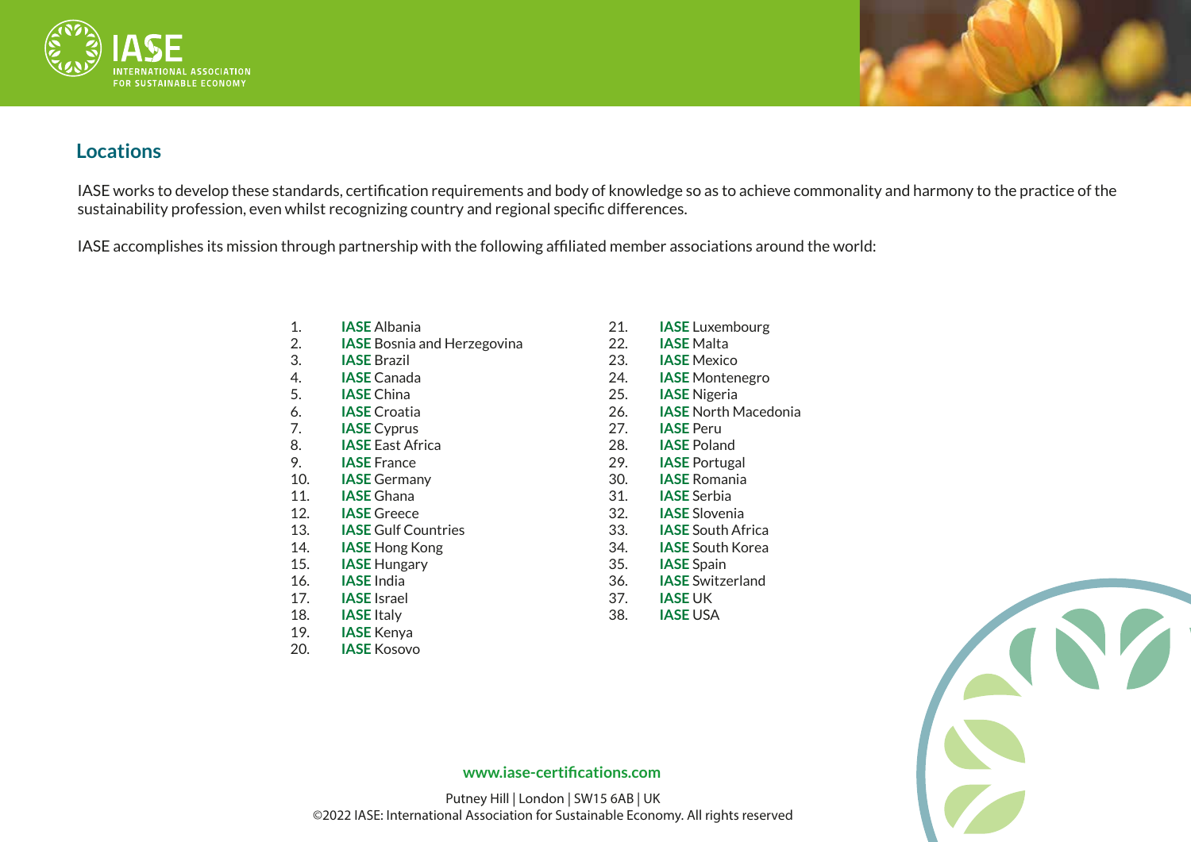## Locations

IASE works to develop these standards, certification requirements and body of knowledge so as to achieve commonality and harmony to the practice of the sustainability profession, even whilst recognizing country and regional specific differences.

IASE accomplishes its mission through partnership with the following affiliated member associations around the world:

1. **IASE** Albania
2. **IASE** Bosnia and Herzegovina
3. **IASE** Brazil
4. **IASE** Canada
5. **IASE** China
6. **IASE** Croatia
7. **IASE** Cyprus
8. **IASE** East Africa
9. **IASE** France
10. **IASE** Germany
11. **IASE** Ghana
12. **IASE** Greece
13. **IASE** Gulf Countries
14. **IASE** Hong Kong
15. **IASE** Hungary
16. **IASE** India
17. **IASE** Israel
18. **IASE** Italy
19. **IASE** Kenya
20. **IASE** Kosovo
21. **IASE** Luxembourg
22. **IASE** Malta
23. **IASE** Mexico
24. **IASE** Montenegro
25. **IASE** Nigeria
26. **IASE** North Macedonia
27. **IASE** Peru
28. **IASE** Poland
29. **IASE** Portugal
30. **IASE** Romania
31. **IASE** Serbia
32. **IASE** Slovenia
33. **IASE** South Africa
34. **IASE** South Korea
35. **IASE** Spain
36. **IASE** Switzerland
37. **IASE** UK
38. **IASE** USA

**www.iase-certifications.com**

Putney Hill | London | SW15 6AB | UK
©2022 IASE: International Association for Sustainable Economy. All rights reserved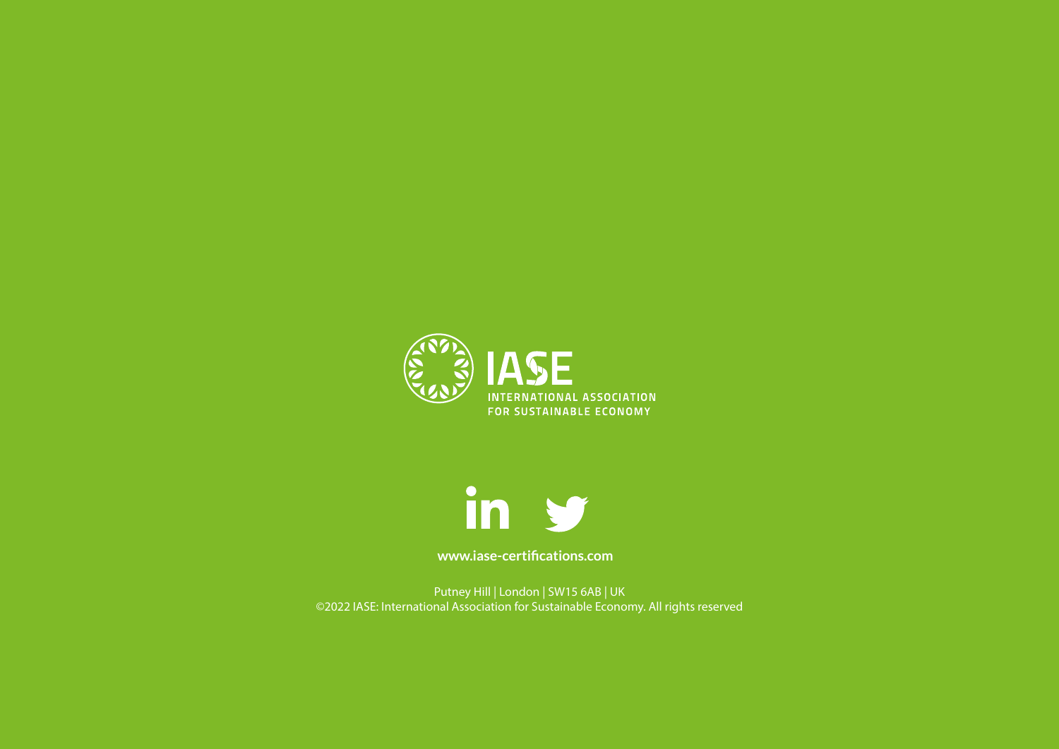IASE

INTERNATIONAL ASSOCIATION FOR SUSTAINABLE ECONOMY

www.iase-certifications.com

Putney Hill | London | SW15 6AB | UK

©2022 IASE: International Association for Sustainable Economy. All rights reserved